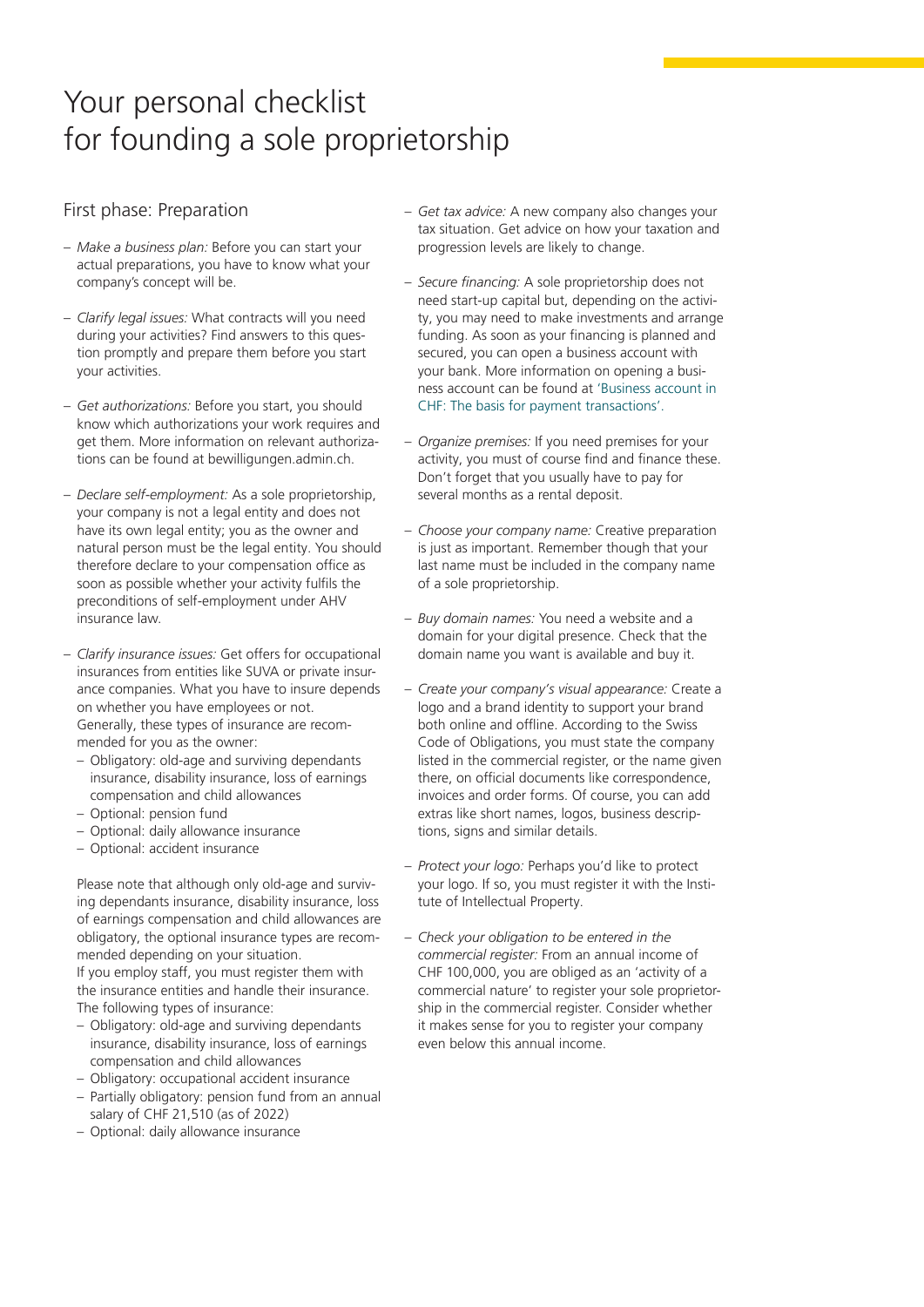# Your personal checklist for founding a sole proprietorship

## First phase: Preparation

- *Make a business plan:* Before you can start your actual preparations, you have to know what your company's concept will be.
- *Clarify legal issues:* What contracts will you need during your activities? Find answers to this question promptly and prepare them before you start your activities.
- *Get authorizations:* Before you start, you should know which authorizations your work requires and get them. More information on relevant authorizations can be found at bewilligungen.admin.ch.
- *Declare self-employment:* As a sole proprietorship, your company is not a legal entity and does not have its own legal entity; you as the owner and natural person must be the legal entity. You should therefore declare to your compensation office as soon as possible whether your activity fulfils the preconditions of self-employment under AHV insurance law.
- *Clarify insurance issues:* Get offers for occupational insurances from entities like SUVA or private insurance companies. What you have to insure depends on whether you have employees or not. Generally, these types of insurance are recommended for you as the owner:
  - Obligatory: old-age and surviving dependants insurance, disability insurance, loss of earnings compensation and child allowances
  - Optional: pension fund
  - Optional: daily allowance insurance
  - Optional: accident insurance

  Please note that although only old-age and surviving dependants insurance, disability insurance, loss of earnings compensation and child allowances are obligatory, the optional insurance types are recommended depending on your situation.
  If you employ staff, you must register them with the insurance entities and handle their insurance. The following types of insurance:
  - Obligatory: old-age and surviving dependants insurance, disability insurance, loss of earnings compensation and child allowances
  - Obligatory: occupational accident insurance
  - Partially obligatory: pension fund from an annual salary of CHF 21,510 (as of 2022)
  - Optional: daily allowance insurance
- *Get tax advice:* A new company also changes your tax situation. Get advice on how your taxation and progression levels are likely to change.
- *Secure financing:* A sole proprietorship does not need start-up capital but, depending on the activity, you may need to make investments and arrange funding. As soon as your financing is planned and secured, you can open a business account with your bank. More information on opening a business account can be found at 'Business account in CHF: The basis for payment transactions'.
- *Organize premises:* If you need premises for your activity, you must of course find and finance these. Don't forget that you usually have to pay for several months as a rental deposit.
- *Choose your company name:* Creative preparation is just as important. Remember though that your last name must be included in the company name of a sole proprietorship.
- *Buy domain names:* You need a website and a domain for your digital presence. Check that the domain name you want is available and buy it.
- *Create your company's visual appearance:* Create a logo and a brand identity to support your brand both online and offline. According to the Swiss Code of Obligations, you must state the company listed in the commercial register, or the name given there, on official documents like correspondence, invoices and order forms. Of course, you can add extras like short names, logos, business descriptions, signs and similar details.
- *Protect your logo:* Perhaps you'd like to protect your logo. If so, you must register it with the Institute of Intellectual Property.
- *Check your obligation to be entered in the commercial register:* From an annual income of CHF 100,000, you are obliged as an 'activity of a commercial nature' to register your sole proprietorship in the commercial register. Consider whether it makes sense for you to register your company even below this annual income.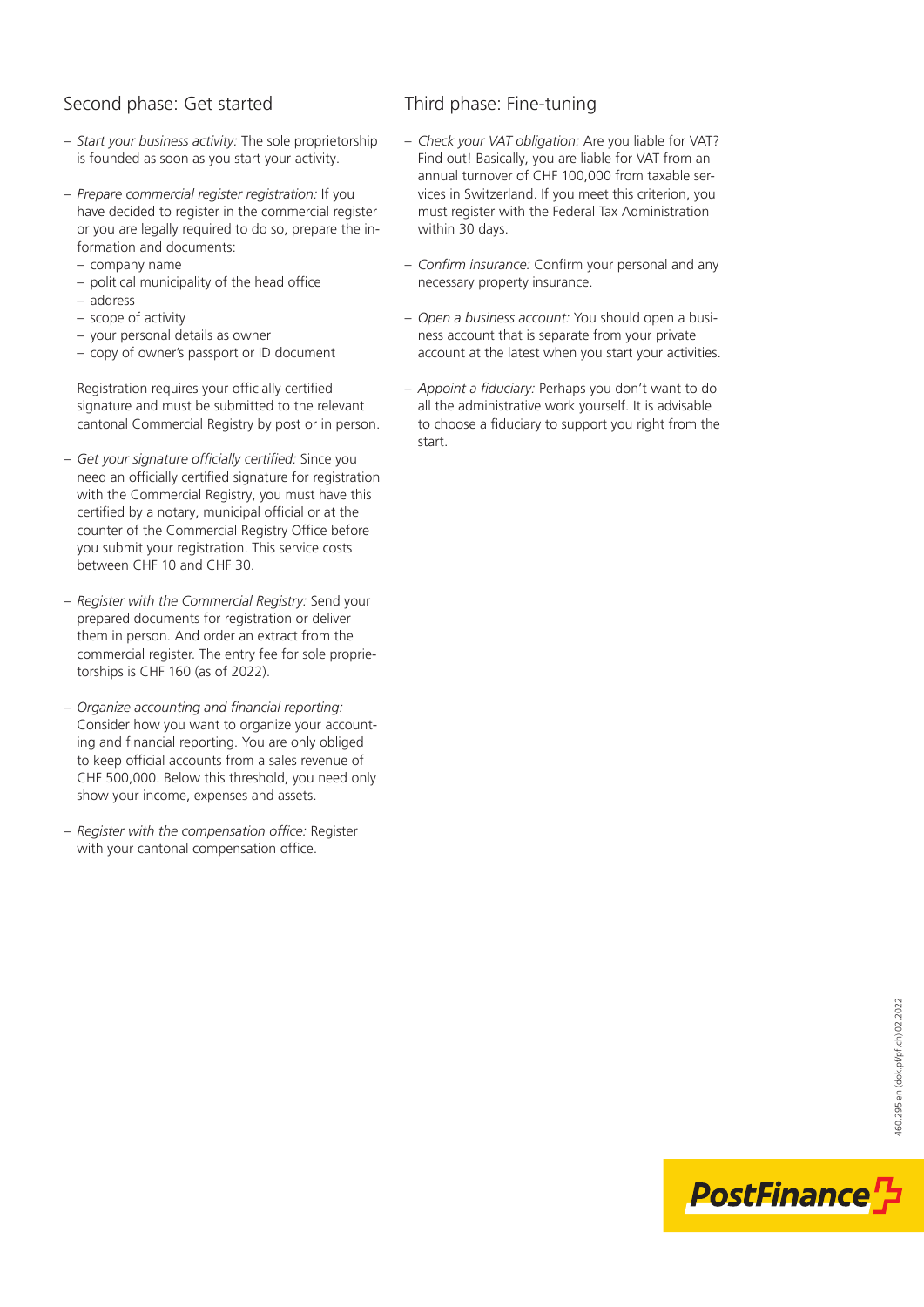## Second phase: Get started

- *Start your business activity:* The sole proprietorship is founded as soon as you start your activity.
- *Prepare commercial register registration:* If you have decided to register in the commercial register or you are legally required to do so, prepare the information and documents:
  - company name
  - political municipality of the head office
  - address
  - scope of activity
  - your personal details as owner
  - copy of owner's passport or ID document

  Registration requires your officially certified signature and must be submitted to the relevant cantonal Commercial Registry by post or in person.
- *Get your signature officially certified:* Since you need an officially certified signature for registration with the Commercial Registry, you must have this certified by a notary, municipal official or at the counter of the Commercial Registry Office before you submit your registration. This service costs between CHF 10 and CHF 30.
- *Register with the Commercial Registry:* Send your prepared documents for registration or deliver them in person. And order an extract from the commercial register. The entry fee for sole proprietorships is CHF 160 (as of 2022).
- *Organize accounting and financial reporting:* Consider how you want to organize your accounting and financial reporting. You are only obliged to keep official accounts from a sales revenue of CHF 500,000. Below this threshold, you need only show your income, expenses and assets.
- *Register with the compensation office:* Register with your cantonal compensation office.

## Third phase: Fine-tuning

- *Check your VAT obligation:* Are you liable for VAT? Find out! Basically, you are liable for VAT from an annual turnover of CHF 100,000 from taxable services in Switzerland. If you meet this criterion, you must register with the Federal Tax Administration within 30 days.
- *Confirm insurance:* Confirm your personal and any necessary property insurance.
- *Open a business account:* You should open a business account that is separate from your private account at the latest when you start your activities.
- *Appoint a fiduciary:* Perhaps you don't want to do all the administrative work yourself. It is advisable to choose a fiduciary to support you right from the start.

460.295 en (dok.pf/pf.ch) 02.2022

PostFinance